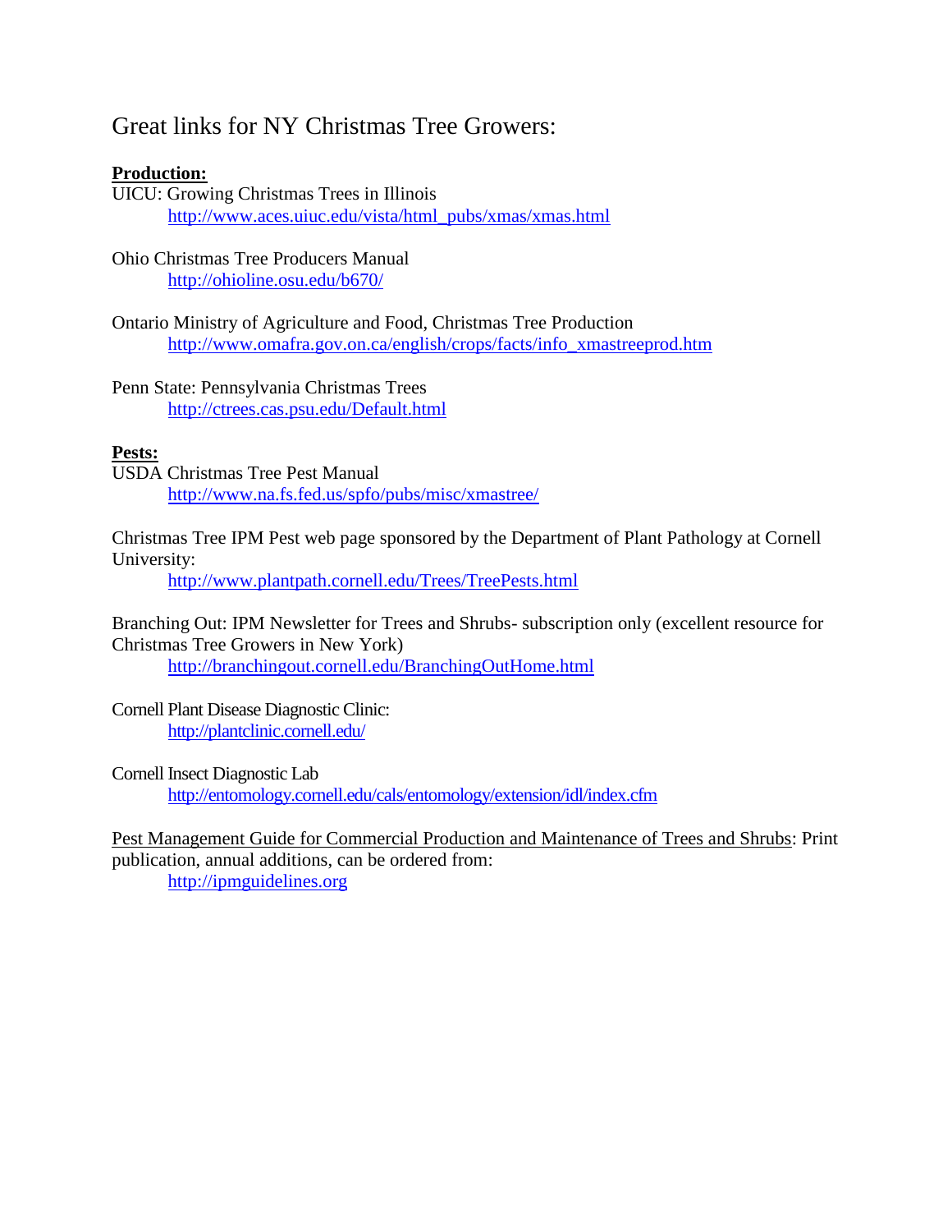# Great links for NY Christmas Tree Growers:

**Production:**

UICU: Growing Christmas Trees in Illinois
    http://www.aces.uiuc.edu/vista/html_pubs/xmas/xmas.html

Ohio Christmas Tree Producers Manual
    http://ohioline.osu.edu/b670/

Ontario Ministry of Agriculture and Food, Christmas Tree Production
    http://www.omafra.gov.on.ca/english/crops/facts/info_xmastreeprod.htm

Penn State: Pennsylvania Christmas Trees
    http://ctrees.cas.psu.edu/Default.html

**Pests:**

USDA Christmas Tree Pest Manual
    http://www.na.fs.fed.us/spfo/pubs/misc/xmastree/

Christmas Tree IPM Pest web page sponsored by the Department of Plant Pathology at Cornell University:
    http://www.plantpath.cornell.edu/Trees/TreePests.html

Branching Out: IPM Newsletter for Trees and Shrubs- subscription only (excellent resource for Christmas Tree Growers in New York)
    http://branchingout.cornell.edu/BranchingOutHome.html

Cornell Plant Disease Diagnostic Clinic:
    http://plantclinic.cornell.edu/

Cornell Insect Diagnostic Lab
    http://entomology.cornell.edu/cals/entomology/extension/idl/index.cfm

Pest Management Guide for Commercial Production and Maintenance of Trees and Shrubs: Print publication, annual additions, can be ordered from:
    http://ipmguidelines.org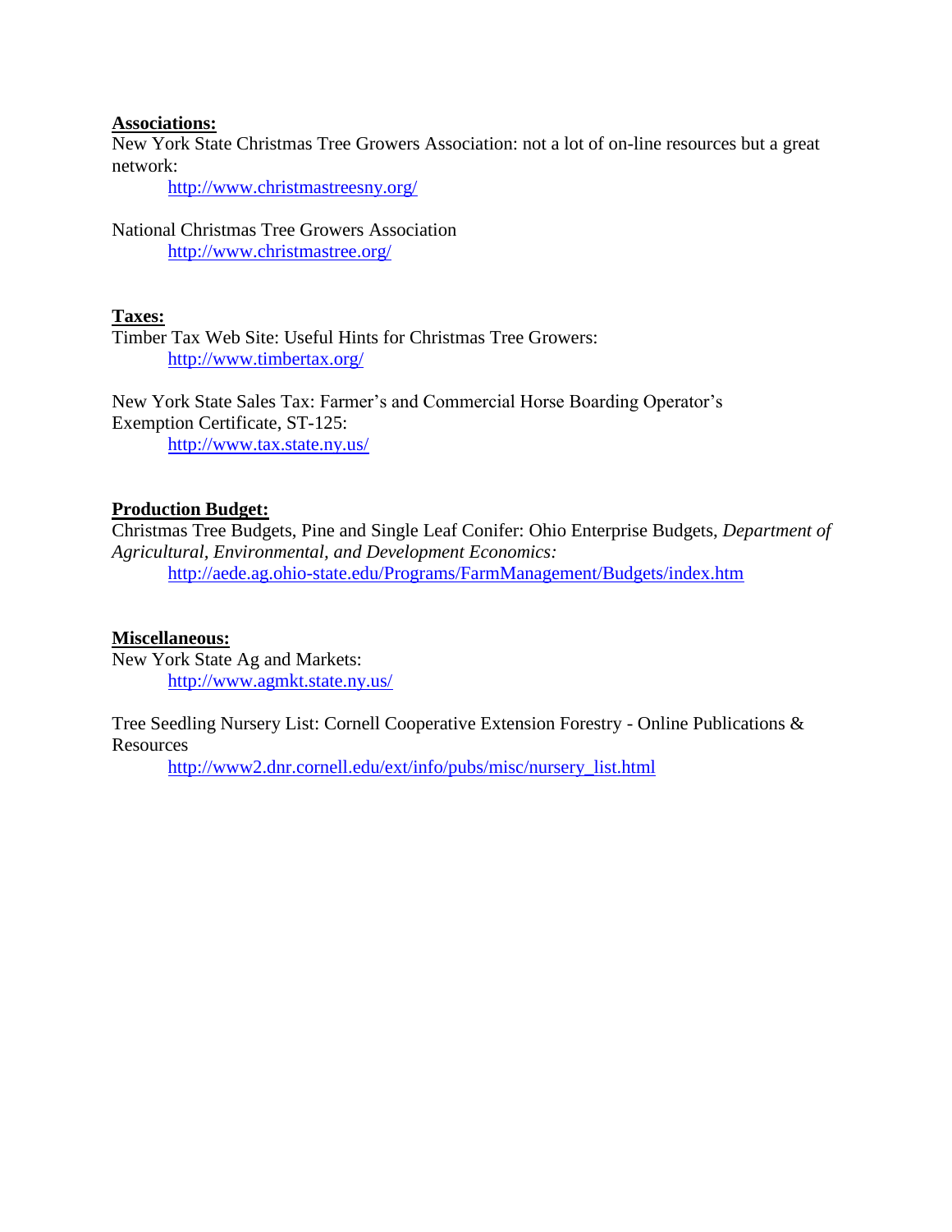**Associations:**

New York State Christmas Tree Growers Association: not a lot of on-line resources but a great network:

http://www.christmastreesny.org/

National Christmas Tree Growers Association

http://www.christmastree.org/

**Taxes:**

Timber Tax Web Site: Useful Hints for Christmas Tree Growers:

http://www.timbertax.org/

New York State Sales Tax: Farmer's and Commercial Horse Boarding Operator's Exemption Certificate, ST-125:

http://www.tax.state.ny.us/

**Production Budget:**

Christmas Tree Budgets, Pine and Single Leaf Conifer: Ohio Enterprise Budgets, *Department of Agricultural, Environmental, and Development Economics:*

http://aede.ag.ohio-state.edu/Programs/FarmManagement/Budgets/index.htm

**Miscellaneous:**

New York State Ag and Markets:

http://www.agmkt.state.ny.us/

Tree Seedling Nursery List: Cornell Cooperative Extension Forestry - Online Publications & Resources

http://www2.dnr.cornell.edu/ext/info/pubs/misc/nursery_list.html